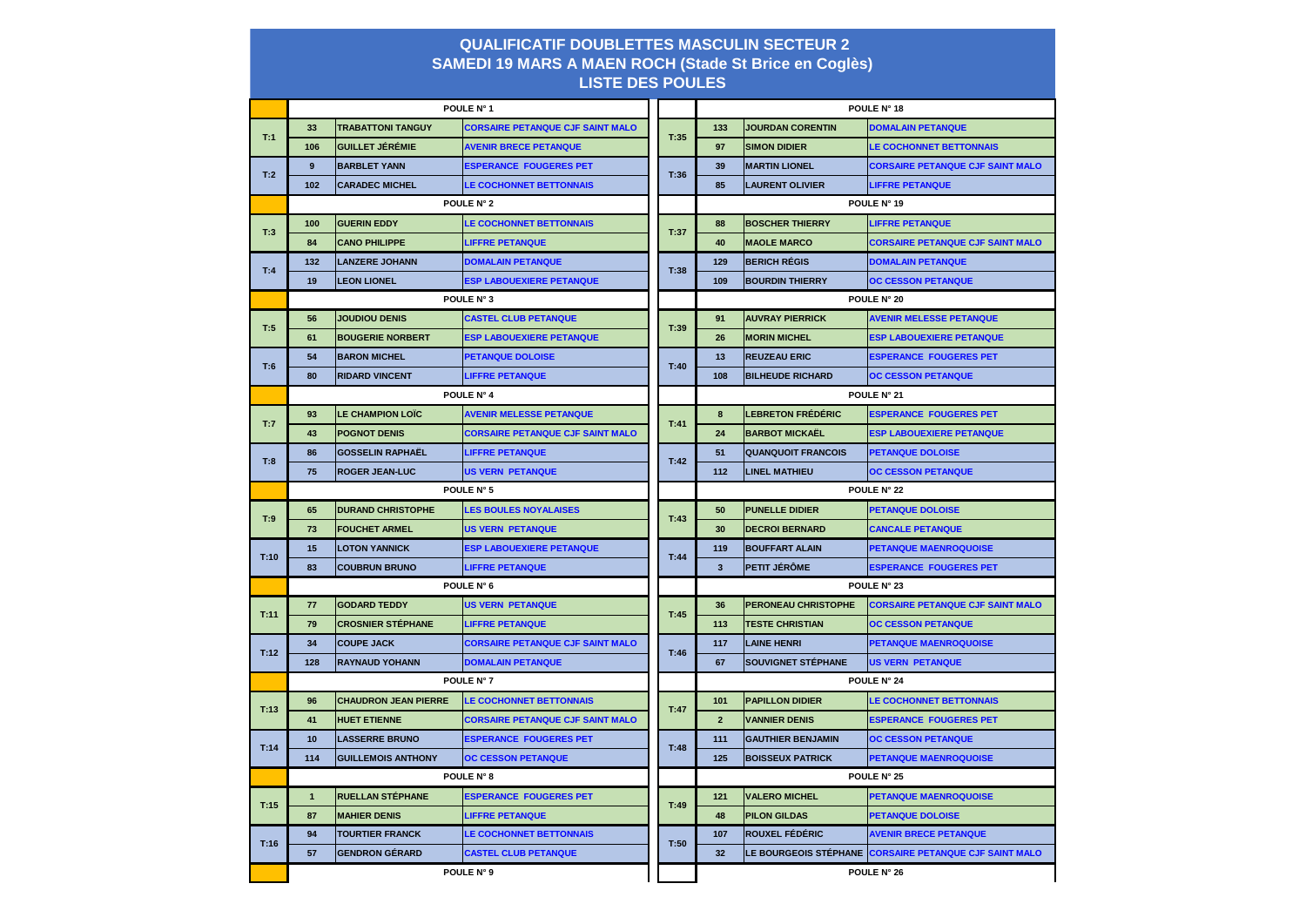# QUALIFICATIF DOUBLETTES MASCULIN SECTEUR 2
## SAMEDI 19 MARS A MAEN ROCH (Stade St Brice en Coglès)
## LISTE DES POULES

| | | | |
|---|---|---|---|
| | | POULE N° 1 | |
| T:1 | 33 | TRABATTONI TANGUY | CORSAIRE PETANQUE CJF SAINT MALO |
| | 106 | GUILLET JÉRÉMIE | AVENIR BRECE PETANQUE |
| T:2 | 9 | BARBLET YANN | ESPERANCE FOUGERES PET |
| | 102 | CARADEC MICHEL | LE COCHONNET BETTONNAIS |
| | | POULE N° 2 | |
| T:3 | 100 | GUERIN EDDY | LE COCHONNET BETTONNAIS |
| | 84 | CANO PHILIPPE | LIFFRE PETANQUE |
| T:4 | 132 | LANZERE JOHANN | DOMALAIN PETANQUE |
| | 19 | LEON LIONEL | ESP LABOUEXIERE PETANQUE |
| | | POULE N° 3 | |
| T:5 | 56 | JOUDIOU DENIS | CASTEL CLUB PETANQUE |
| | 61 | BOUGERIE NORBERT | ESP LABOUEXIERE PETANQUE |
| T:6 | 54 | BARON MICHEL | PETANQUE DOLOISE |
| | 80 | RIDARD VINCENT | LIFFRE PETANQUE |
| | | POULE N° 4 | |
| T:7 | 93 | LE CHAMPION LOÏC | AVENIR MELESSE PETANQUE |
| | 43 | POGNOT DENIS | CORSAIRE PETANQUE CJF SAINT MALO |
| T:8 | 86 | GOSSELIN RAPHAËL | LIFFRE PETANQUE |
| | 75 | ROGER JEAN-LUC | US VERN PETANQUE |
| | | POULE N° 5 | |
| T:9 | 65 | DURAND CHRISTOPHE | LES BOULES NOYALAISES |
| | 73 | FOUCHET ARMEL | US VERN PETANQUE |
| T:10 | 15 | LOTON YANNICK | ESP LABOUEXIERE PETANQUE |
| | 83 | COUBRUN BRUNO | LIFFRE PETANQUE |
| | | POULE N° 6 | |
| T:11 | 77 | GODARD TEDDY | US VERN PETANQUE |
| | 79 | CROSNIER STÉPHANE | LIFFRE PETANQUE |
| T:12 | 34 | COUPE JACK | CORSAIRE PETANQUE CJF SAINT MALO |
| | 128 | RAYNAUD YOHANN | DOMALAIN PETANQUE |
| | | POULE N° 7 | |
| T:13 | 96 | CHAUDRON JEAN PIERRE | LE COCHONNET BETTONNAIS |
| | 41 | HUET ETIENNE | CORSAIRE PETANQUE CJF SAINT MALO |
| T:14 | 10 | LASSERRE BRUNO | ESPERANCE FOUGERES PET |
| | 114 | GUILLEMOIS ANTHONY | OC CESSON PETANQUE |
| | | POULE N° 8 | |
| T:15 | 1 | RUELLAN STÉPHANE | ESPERANCE FOUGERES PET |
| | 87 | MAHIER DENIS | LIFFRE PETANQUE |
| T:16 | 94 | TOURTIER FRANCK | LE COCHONNET BETTONNAIS |
| | 57 | GENDRON GÉRARD | CASTEL CLUB PETANQUE |
| | | POULE N° 9 | |

| | | | |
|---|---|---|---|
| | | POULE N° 18 | |
| T:35 | 133 | JOURDAN CORENTIN | DOMALAIN PETANQUE |
| | 97 | SIMON DIDIER | LE COCHONNET BETTONNAIS |
| T:36 | 39 | MARTIN LIONEL | CORSAIRE PETANQUE CJF SAINT MALO |
| | 85 | LAURENT OLIVIER | LIFFRE PETANQUE |
| | | POULE N° 19 | |
| T:37 | 88 | BOSCHER THIERRY | LIFFRE PETANQUE |
| | 40 | MAOLE MARCO | CORSAIRE PETANQUE CJF SAINT MALO |
| T:38 | 129 | BERICH RÉGIS | DOMALAIN PETANQUE |
| | 109 | BOURDIN THIERRY | OC CESSON PETANQUE |
| | | POULE N° 20 | |
| T:39 | 91 | AUVRAY PIERRICK | AVENIR MELESSE PETANQUE |
| | 26 | MORIN MICHEL | ESP LABOUEXIERE PETANQUE |
| T:40 | 13 | REUZEAU ERIC | ESPERANCE FOUGERES PET |
| | 108 | BILHEUDE RICHARD | OC CESSON PETANQUE |
| | | POULE N° 21 | |
| T:41 | 8 | LEBRETON FRÉDÉRIC | ESPERANCE FOUGERES PET |
| | 24 | BARBOT MICKAËL | ESP LABOUEXIERE PETANQUE |
| T:42 | 51 | QUANQUOIT FRANCOIS | PETANQUE DOLOISE |
| | 112 | LINEL MATHIEU | OC CESSON PETANQUE |
| | | POULE N° 22 | |
| T:43 | 50 | PUNELLE DIDIER | PETANQUE DOLOISE |
| | 30 | DECROI BERNARD | CANCALE PETANQUE |
| T:44 | 119 | BOUFFART ALAIN | PETANQUE MAENROQUOISE |
| | 3 | PETIT JÉRÔME | ESPERANCE FOUGERES PET |
| | | POULE N° 23 | |
| T:45 | 36 | PERONEAU CHRISTOPHE | CORSAIRE PETANQUE CJF SAINT MALO |
| | 113 | TESTE CHRISTIAN | OC CESSON PETANQUE |
| T:46 | 117 | LAINE HENRI | PETANQUE MAENROQUOISE |
| | 67 | SOUVIGNET STÉPHANE | US VERN PETANQUE |
| | | POULE N° 24 | |
| T:47 | 101 | PAPILLON DIDIER | LE COCHONNET BETTONNAIS |
| | 2 | VANNIER DENIS | ESPERANCE FOUGERES PET |
| T:48 | 111 | GAUTHIER BENJAMIN | OC CESSON PETANQUE |
| | 125 | BOISSEUX PATRICK | PETANQUE MAENROQUOISE |
| | | POULE N° 25 | |
| T:49 | 121 | VALERO MICHEL | PETANQUE MAENROQUOISE |
| | 48 | PILON GILDAS | PETANQUE DOLOISE |
| T:50 | 107 | ROUXEL FÉDÉRIC | AVENIR BRECE PETANQUE |
| | 32 | LE BOURGEOIS STÉPHANE | CORSAIRE PETANQUE CJF SAINT MALO |
| | | POULE N° 26 | |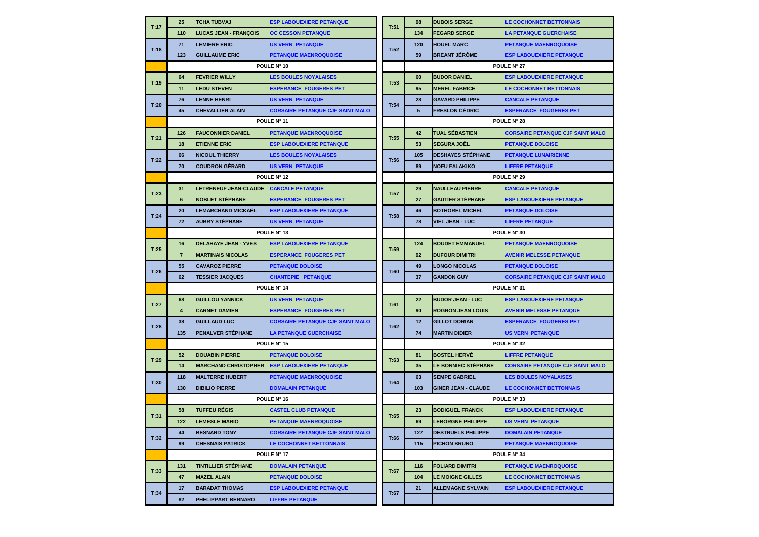| | | | |
|---|---|---|---|
| T:17 | 25 | TCHA TUBVAJ | ESP LABOUEXIERE PETANQUE |
| | 110 | LUCAS JEAN - FRANÇOIS | OC CESSON PETANQUE |
| T:18 | 71 | LEMIERE ERIC | US VERN PETANQUE |
| | 123 | GUILLAUME ERIC | PETANQUE MAENROQUOISE |
| | | POULE N° 10 | |
| T:19 | 64 | FEVRIER WILLY | LES BOULES NOYALAISES |
| | 11 | LEDU STEVEN | ESPERANCE FOUGERES PET |
| T:20 | 76 | LENNE HENRI | US VERN PETANQUE |
| | 45 | CHEVALLIER ALAIN | CORSAIRE PETANQUE CJF SAINT MALO |
| | | POULE N° 11 | |
| T:21 | 126 | FAUCONNIER DANIEL | PETANQUE MAENROQUOISE |
| | 18 | ETIENNE ERIC | ESP LABOUEXIERE PETANQUE |
| T:22 | 66 | NICOUL THIERRY | LES BOULES NOYALAISES |
| | 70 | COUDRON GÉRARD | US VERN PETANQUE |
| | | POULE N° 12 | |
| T:23 | 31 | LETRENEUF JEAN-CLAUDE | CANCALE PETANQUE |
| | 6 | NOBLET STÉPHANE | ESPERANCE FOUGERES PET |
| T:24 | 20 | LEMARCHAND MICKAËL | ESP LABOUEXIERE PETANQUE |
| | 72 | AUBRY STÉPHANE | US VERN PETANQUE |
| | | POULE N° 13 | |
| T:25 | 16 | DELAHAYE JEAN - YVES | ESP LABOUEXIERE PETANQUE |
| | 7 | MARTINAIS NICOLAS | ESPERANCE FOUGERES PET |
| T:26 | 55 | CAVAROZ PIERRE | PETANQUE DOLOISE |
| | 62 | TESSIER JACQUES | CHANTEPIE PETANQUE |
| | | POULE N° 14 | |
| T:27 | 68 | GUILLOU YANNICK | US VERN PETANQUE |
| | 4 | CARNET DAMIEN | ESPERANCE FOUGERES PET |
| T:28 | 38 | GUILLAUD LUC | CORSAIRE PETANQUE CJF SAINT MALO |
| | 135 | PENALVER STÉPHANE | LA PETANQUE GUERCHAISE |
| | | POULE N° 15 | |
| T:29 | 52 | DOUABIN PIERRE | PETANQUE DOLOISE |
| | 14 | MARCHAND CHRISTOPHER | ESP LABOUEXIERE PETANQUE |
| T:30 | 118 | MALTERRE HUBERT | PETANQUE MAENROQUOISE |
| | 130 | DIBILIO PIERRE | DOMALAIN PETANQUE |
| | | POULE N° 16 | |
| T:31 | 58 | TUFFEU RÉGIS | CASTEL CLUB PETANQUE |
| | 122 | LEMESLE MARIO | PETANQUE MAENROQUOISE |
| T:32 | 44 | BESNARD TONY | CORSAIRE PETANQUE CJF SAINT MALO |
| | 99 | CHESNAIS PATRICK | LE COCHONNET BETTONNAIS |
| | | POULE N° 17 | |
| T:33 | 131 | TINTILLIER STÉPHANE | DOMALAIN PETANQUE |
| | 47 | MAZEL ALAIN | PETANQUE DOLOISE |
| T:34 | 17 | BARADAT THOMAS | ESP LABOUEXIERE PETANQUE |
| | 82 | PHELIPPART BERNARD | LIFFRE PETANQUE |

| | | | |
|---|---|---|---|
| T:51 | 98 | DUBOIS SERGE | LE COCHONNET BETTONNAIS |
| | 134 | FEGARD SERGE | LA PETANQUE GUERCHAISE |
| T:52 | 120 | HOUEL MARC | PETANQUE MAENROQUOISE |
| | 59 | BREANT JÉRÔME | ESP LABOUEXIERE PETANQUE |
| | | POULE N° 27 | |
| T:53 | 60 | BUDOR DANIEL | ESP LABOUEXIERE PETANQUE |
| | 95 | MEREL FABRICE | LE COCHONNET BETTONNAIS |
| T:54 | 28 | GAVARD PHILIPPE | CANCALE PETANQUE |
| | 5 | FRESLON CÉDRIC | ESPERANCE FOUGERES PET |
| | | POULE N° 28 | |
| T:55 | 42 | TUAL SÉBASTIEN | CORSAIRE PETANQUE CJF SAINT MALO |
| | 53 | SEGURA JOËL | PETANQUE DOLOISE |
| T:56 | 105 | DESHAYES STÉPHANE | PETANQUE LUNAIRIENNE |
| | 89 | NOFU FALAKIKO | LIFFRE PETANQUE |
| | | POULE N° 29 | |
| T:57 | 29 | NAULLEAU PIERRE | CANCALE PETANQUE |
| | 27 | GAUTIER STÉPHANE | ESP LABOUEXIERE PETANQUE |
| T:58 | 46 | BOTHOREL MICHEL | PETANQUE DOLOISE |
| | 78 | VIEL JEAN - LUC | LIFFRE PETANQUE |
| | | POULE N° 30 | |
| T:59 | 124 | BOUDET EMMANUEL | PETANQUE MAENROQUOISE |
| | 92 | DUFOUR DIMITRI | AVENIR MELESSE PETANQUE |
| T:60 | 49 | LONGO NICOLAS | PETANQUE DOLOISE |
| | 37 | GANDON GUY | CORSAIRE PETANQUE CJF SAINT MALO |
| | | POULE N° 31 | |
| T:61 | 22 | BUDOR JEAN - LUC | ESP LABOUEXIERE PETANQUE |
| | 90 | ROGRON JEAN LOUIS | AVENIR MELESSE PETANQUE |
| T:62 | 12 | GILLOT DORIAN | ESPERANCE FOUGERES PET |
| | 74 | MARTIN DIDIER | US VERN PETANQUE |
| | | POULE N° 32 | |
| T:63 | 81 | BOSTEL HERVÉ | LIFFRE PETANQUE |
| | 35 | LE BONNIEC STÉPHANE | CORSAIRE PETANQUE CJF SAINT MALO |
| T:64 | 63 | SEMPE GABRIEL | LES BOULES NOYALAISES |
| | 103 | GINER JEAN - CLAUDE | LE COCHONNET BETTONNAIS |
| | | POULE N° 33 | |
| T:65 | 23 | BODIGUEL FRANCK | ESP LABOUEXIERE PETANQUE |
| | 69 | LEBORGNE PHILIPPE | US VERN PETANQUE |
| T:66 | 127 | DESTRUELS PHILIPPE | DOMALAIN PETANQUE |
| | 115 | PICHON BRUNO | PETANQUE MAENROQUOISE |
| | | POULE N° 34 | |
| T:67 | 116 | FOLIARD DIMITRI | PETANQUE MAENROQUOISE |
| | 104 | LE MOIGNE GILLES | LE COCHONNET BETTONNAIS |
| T:67 | 21 | ALLEMAGNE SYLVAIN | ESP LABOUEXIERE PETANQUE |
| | | | |